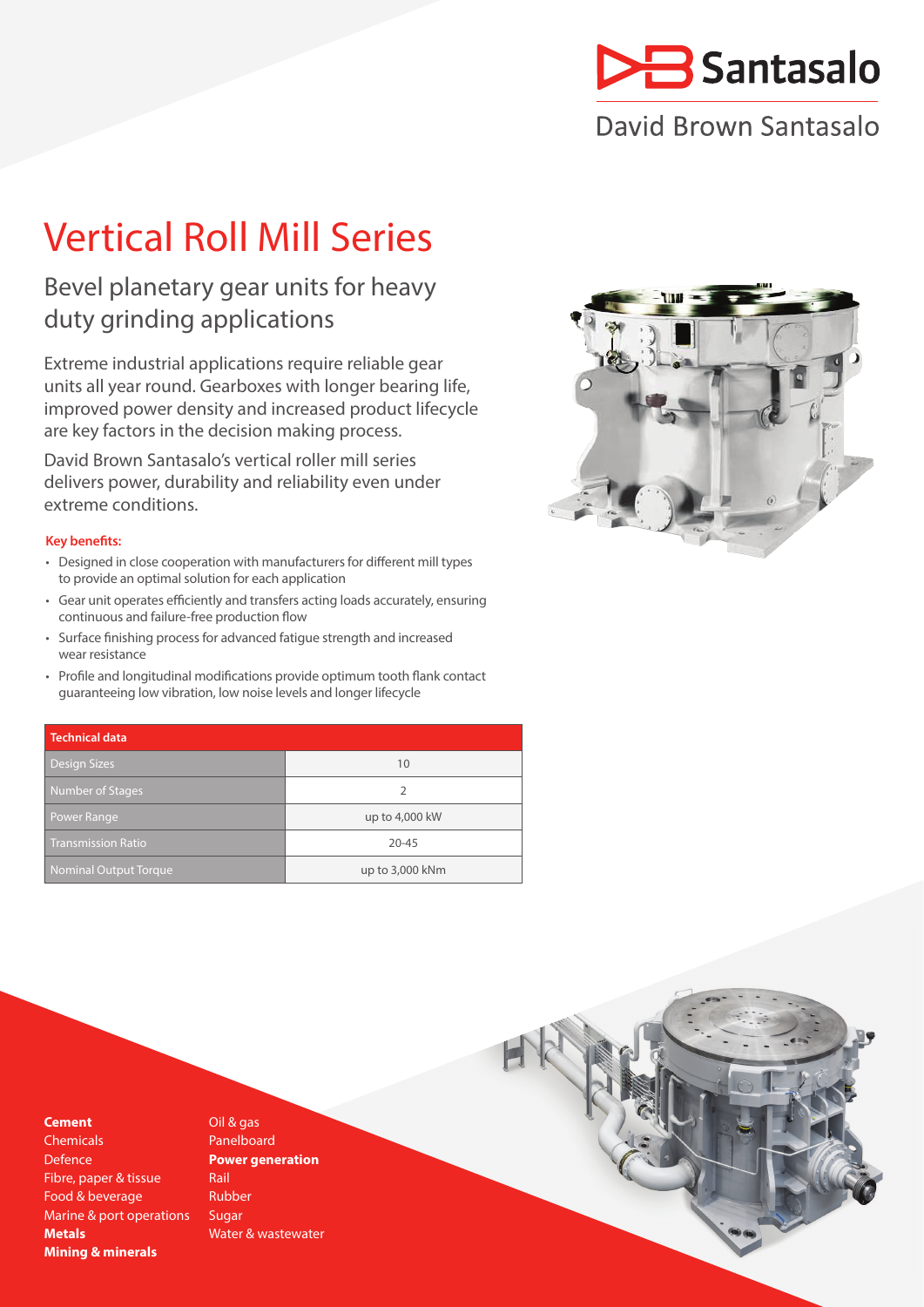Santasalo

David Brown Santasalo

# Vertical Roll Mill Series

## Bevel planetary gear units for heavy duty grinding applications

Extreme industrial applications require reliable gear units all year round. Gearboxes with longer bearing life, improved power density and increased product lifecycle are key factors in the decision making process.

David Brown Santasalo's vertical roller mill series delivers power, durability and reliability even under extreme conditions.

**Key benefits:**

- Designed in close cooperation with manufacturers for different mill types to provide an optimal solution for each application
- Gear unit operates efficiently and transfers acting loads accurately, ensuring continuous and failure-free production flow
- Surface finishing process for advanced fatigue strength and increased wear resistance
- Profile and longitudinal modifications provide optimum tooth flank contact guaranteeing low vibration, low noise levels and longer lifecycle

| Technical data | |
|---|---|
| Design Sizes | 10 |
| Number of Stages | 2 |
| Power Range | up to 4,000 kW |
| Transmission Ratio | 20-45 |
| Nominal Output Torque | up to 3,000 kNm |

**Cement**
Chemicals
Defence
Fibre, paper & tissue
Food & beverage
Marine & port operations
**Metals**
**Mining & minerals**
Oil & gas
Panelboard
**Power generation**
Rail
Rubber
Sugar
Water & wastewater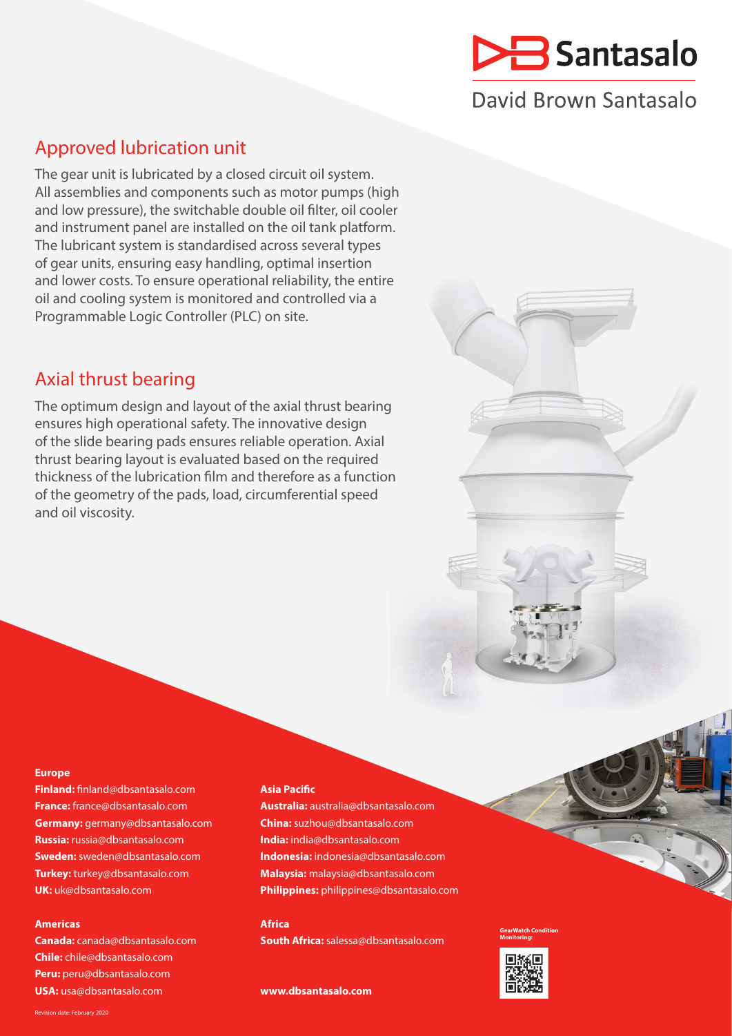Santasalo

David Brown Santasalo

## Approved lubrication unit

The gear unit is lubricated by a closed circuit oil system. All assemblies and components such as motor pumps (high and low pressure), the switchable double oil filter, oil cooler and instrument panel are installed on the oil tank platform. The lubricant system is standardised across several types of gear units, ensuring easy handling, optimal insertion and lower costs. To ensure operational reliability, the entire oil and cooling system is monitored and controlled via a Programmable Logic Controller (PLC) on site.

## Axial thrust bearing

The optimum design and layout of the axial thrust bearing ensures high operational safety. The innovative design of the slide bearing pads ensures reliable operation. Axial thrust bearing layout is evaluated based on the required thickness of the lubrication film and therefore as a function of the geometry of the pads, load, circumferential speed and oil viscosity.

**Europe**

**Finland:** finland@dbsantasalo.com
**France:** france@dbsantasalo.com
**Germany:** germany@dbsantasalo.com
**Russia:** russia@dbsantasalo.com
**Sweden:** sweden@dbsantasalo.com
**Turkey:** turkey@dbsantasalo.com
**UK:** uk@dbsantasalo.com

**Americas**

**Canada:** canada@dbsantasalo.com
**Chile:** chile@dbsantasalo.com
**Peru:** peru@dbsantasalo.com
**USA:** usa@dbsantasalo.com

**Asia Pacific**

**Australia:** australia@dbsantasalo.com
**China:** suzhou@dbsantasalo.com
**India:** india@dbsantasalo.com
**Indonesia:** indonesia@dbsantasalo.com
**Malaysia:** malaysia@dbsantasalo.com
**Philippines:** philippines@dbsantasalo.com

**Africa**

**South Africa:** salessa@dbsantasalo.com

**www.dbsantasalo.com**

**GearWatch Condition Monitoring:**

Revision date: February 2020